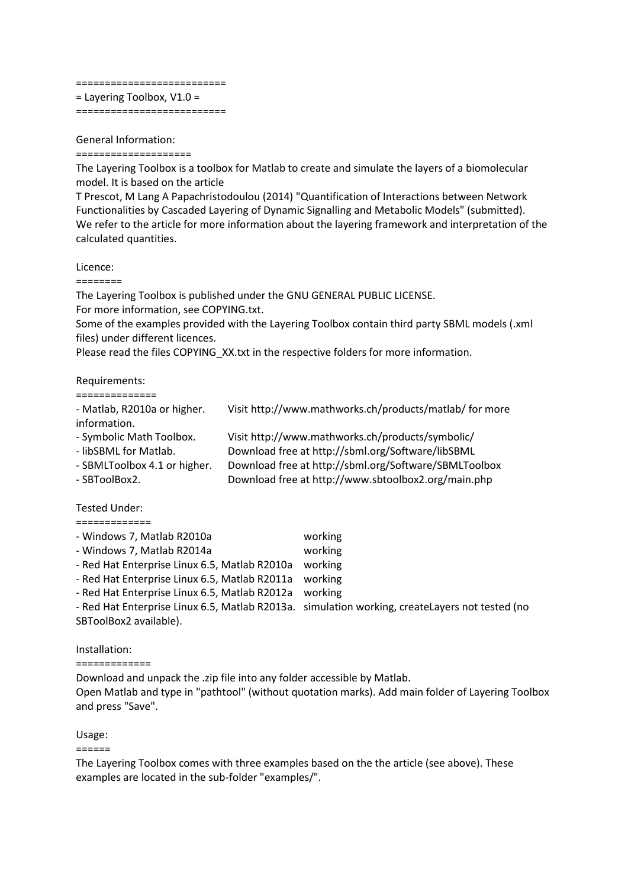```
=========================
= Layering Toolbox, V1.0 =
=========================
```

## General Information:

The Layering Toolbox is a toolbox for Matlab to create and simulate the layers of a biomolecular model. It is based on the article

T Prescot, M Lang A Papachristodoulou (2014) "Quantification of Interactions between Network Functionalities by Cascaded Layering of Dynamic Signalling and Metabolic Models" (submitted).

We refer to the article for more information about the layering framework and interpretation of the calculated quantities.

## Licence:

The Layering Toolbox is published under the GNU GENERAL PUBLIC LICENSE.

For more information, see COPYING.txt.

Some of the examples provided with the Layering Toolbox contain third party SBML models (.xml files) under different licences.

Please read the files COPYING_XX.txt in the respective folders for more information.

## Requirements:

- Matlab, R2010a or higher. Visit http://www.mathworks.ch/products/matlab/ for more information.
- Symbolic Math Toolbox. Visit http://www.mathworks.ch/products/symbolic/
- libSBML for Matlab. Download free at http://sbml.org/Software/libSBML
- SBMLToolbox 4.1 or higher. Download free at http://sbml.org/Software/SBMLToolbox
- SBToolBox2. Download free at http://www.sbtoolbox2.org/main.php

## Tested Under:

- Windows 7, Matlab R2010a working
- Windows 7, Matlab R2014a working
- Red Hat Enterprise Linux 6.5, Matlab R2010a working
- Red Hat Enterprise Linux 6.5, Matlab R2011a working
- Red Hat Enterprise Linux 6.5, Matlab R2012a working
- Red Hat Enterprise Linux 6.5, Matlab R2013a. simulation working, createLayers not tested (no SBToolBox2 available).

## Installation:

Download and unpack the .zip file into any folder accessible by Matlab.

Open Matlab and type in "pathtool" (without quotation marks). Add main folder of Layering Toolbox and press "Save".

## Usage:

The Layering Toolbox comes with three examples based on the the article (see above). These examples are located in the sub-folder "examples/".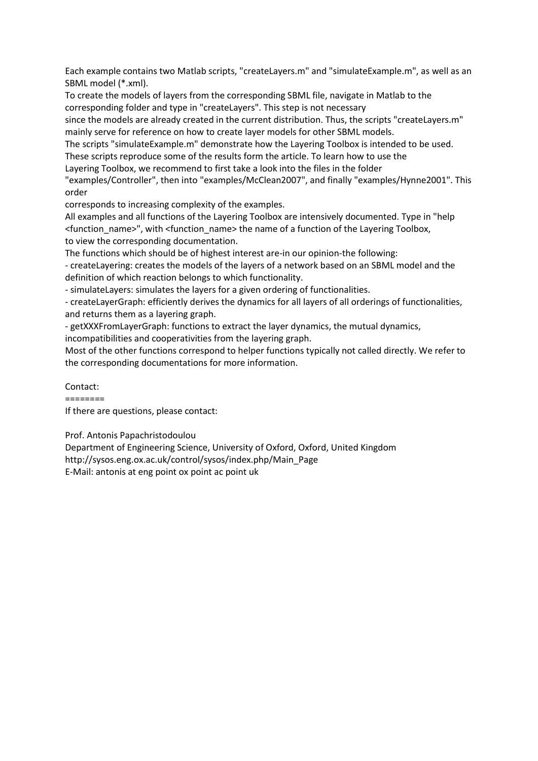Each example contains two Matlab scripts, "createLayers.m" and "simulateExample.m", as well as an SBML model (*.xml).

To create the models of layers from the corresponding SBML file, navigate in Matlab to the corresponding folder and type in "createLayers". This step is not necessary since the models are already created in the current distribution. Thus, the scripts "createLayers.m" mainly serve for reference on how to create layer models for other SBML models.

The scripts "simulateExample.m" demonstrate how the Layering Toolbox is intended to be used. These scripts reproduce some of the results form the article. To learn how to use the Layering Toolbox, we recommend to first take a look into the files in the folder "examples/Controller", then into "examples/McClean2007", and finally "examples/Hynne2001". This order corresponds to increasing complexity of the examples.

All examples and all functions of the Layering Toolbox are intensively documented. Type in "help <function_name>", with <function_name> the name of a function of the Layering Toolbox, to view the corresponding documentation.

The functions which should be of highest interest are-in our opinion-the following:

- createLayering: creates the models of the layers of a network based on an SBML model and the definition of which reaction belongs to which functionality.
- simulateLayers: simulates the layers for a given ordering of functionalities.
- createLayerGraph: efficiently derives the dynamics for all layers of all orderings of functionalities, and returns them as a layering graph.
- getXXXFromLayerGraph: functions to extract the layer dynamics, the mutual dynamics, incompatibilities and cooperativities from the layering graph.

Most of the other functions correspond to helper functions typically not called directly. We refer to the corresponding documentations for more information.

Contact:
========

If there are questions, please contact:

Prof. Antonis Papachristodoulou
Department of Engineering Science, University of Oxford, Oxford, United Kingdom
http://sysos.eng.ox.ac.uk/control/sysos/index.php/Main_Page
E-Mail: antonis at eng point ox point ac point uk